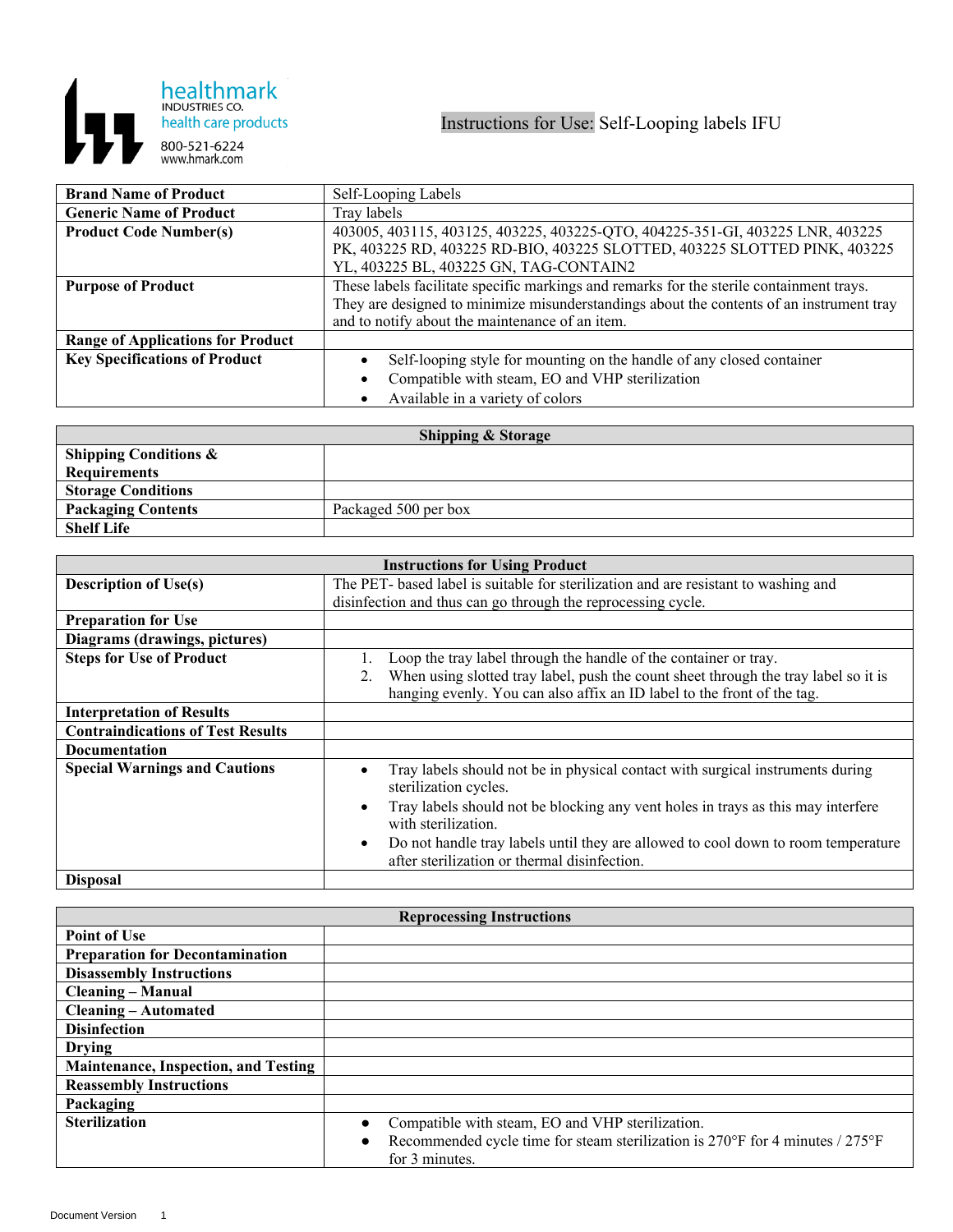healthmark
INDUSTRIES CO.
health care products
800-521-6224
www.hmark.com

# Instructions for Use: Self-Looping labels IFU

| | |
|---|---|
| **Brand Name of Product** | Self-Looping Labels |
| **Generic Name of Product** | Tray labels |
| **Product Code Number(s)** | 403005, 403115, 403125, 403225, 403225-QTO, 404225-351-GI, 403225 LNR, 403225 PK, 403225 RD, 403225 RD-BIO, 403225 SLOTTED, 403225 SLOTTED PINK, 403225 YL, 403225 BL, 403225 GN, TAG-CONTAIN2 |
| **Purpose of Product** | These labels facilitate specific markings and remarks for the sterile containment trays. They are designed to minimize misunderstandings about the contents of an instrument tray and to notify about the maintenance of an item. |
| **Range of Applications for Product** | |
| **Key Specifications of Product** | • Self-looping style for mounting on the handle of any closed container<br>• Compatible with steam, EO and VHP sterilization<br>• Available in a variety of colors |

| **Shipping & Storage** | |
|---|---|
| **Shipping Conditions & Requirements** | |
| **Storage Conditions** | |
| **Packaging Contents** | Packaged 500 per box |
| **Shelf Life** | |

| **Instructions for Using Product** | |
|---|---|
| **Description of Use(s)** | The PET- based label is suitable for sterilization and are resistant to washing and disinfection and thus can go through the reprocessing cycle. |
| **Preparation for Use** | |
| **Diagrams (drawings, pictures)** | |
| **Steps for Use of Product** | 1. Loop the tray label through the handle of the container or tray.<br>2. When using slotted tray label, push the count sheet through the tray label so it is hanging evenly. You can also affix an ID label to the front of the tag. |
| **Interpretation of Results** | |
| **Contraindications of Test Results** | |
| **Documentation** | |
| **Special Warnings and Cautions** | • Tray labels should not be in physical contact with surgical instruments during sterilization cycles.<br>• Tray labels should not be blocking any vent holes in trays as this may interfere with sterilization.<br>• Do not handle tray labels until they are allowed to cool down to room temperature after sterilization or thermal disinfection. |
| **Disposal** | |

| **Reprocessing Instructions** | |
|---|---|
| **Point of Use** | |
| **Preparation for Decontamination** | |
| **Disassembly Instructions** | |
| **Cleaning – Manual** | |
| **Cleaning – Automated** | |
| **Disinfection** | |
| **Drying** | |
| **Maintenance, Inspection, and Testing** | |
| **Reassembly Instructions** | |
| **Packaging** | |
| **Sterilization** | • Compatible with steam, EO and VHP sterilization.<br>• Recommended cycle time for steam sterilization is 270°F for 4 minutes / 275°F for 3 minutes. |

Document Version 1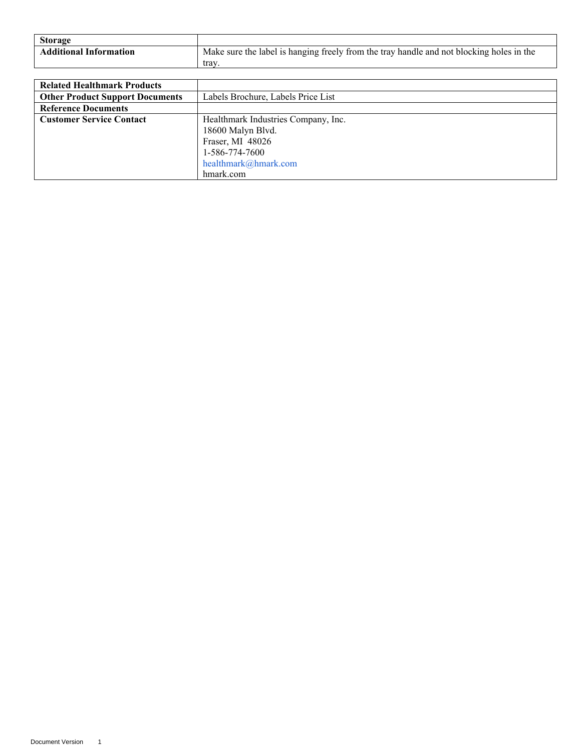| | |
|---|---|
| **Storage** | |
| **Additional Information** | Make sure the label is hanging freely from the tray handle and not blocking holes in the tray. |

| | |
|---|---|
| **Related Healthmark Products** | |
| **Other Product Support Documents** | Labels Brochure, Labels Price List |
| **Reference Documents** | |
| **Customer Service Contact** | Healthmark Industries Company, Inc.<br>18600 Malyn Blvd.<br>Fraser, MI 48026<br>1-586-774-7600<br>healthmark@hmark.com<br>hmark.com |

Document Version 1